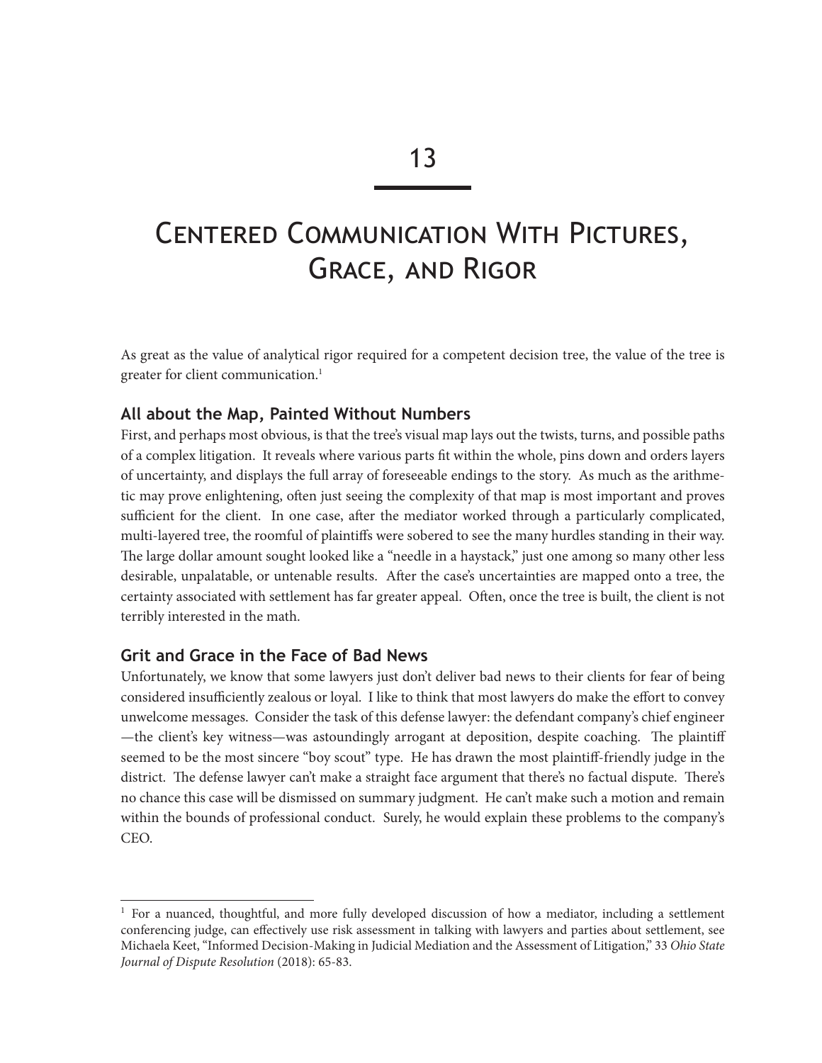# 13

# Centered Communication With Pictures, Grace, and Rigor

As great as the value of analytical rigor required for a competent decision tree, the value of the tree is greater for client communication.[1]

## All about the Map, Painted Without Numbers

First, and perhaps most obvious, is that the tree's visual map lays out the twists, turns, and possible paths of a complex litigation. It reveals where various parts fit within the whole, pins down and orders layers of uncertainty, and displays the full array of foreseeable endings to the story. As much as the arithmetic may prove enlightening, often just seeing the complexity of that map is most important and proves sufficient for the client. In one case, after the mediator worked through a particularly complicated, multi-layered tree, the roomful of plaintiffs were sobered to see the many hurdles standing in their way. The large dollar amount sought looked like a "needle in a haystack," just one among so many other less desirable, unpalatable, or untenable results. After the case's uncertainties are mapped onto a tree, the certainty associated with settlement has far greater appeal. Often, once the tree is built, the client is not terribly interested in the math.

## Grit and Grace in the Face of Bad News

Unfortunately, we know that some lawyers just don't deliver bad news to their clients for fear of being considered insufficiently zealous or loyal. I like to think that most lawyers do make the effort to convey unwelcome messages. Consider the task of this defense lawyer: the defendant company's chief engineer —the client's key witness—was astoundingly arrogant at deposition, despite coaching. The plaintiff seemed to be the most sincere "boy scout" type. He has drawn the most plaintiff-friendly judge in the district. The defense lawyer can't make a straight face argument that there's no factual dispute. There's no chance this case will be dismissed on summary judgment. He can't make such a motion and remain within the bounds of professional conduct. Surely, he would explain these problems to the company's CEO.

---

[1] For a nuanced, thoughtful, and more fully developed discussion of how a mediator, including a settlement conferencing judge, can effectively use risk assessment in talking with lawyers and parties about settlement, see Michaela Keet, "Informed Decision-Making in Judicial Mediation and the Assessment of Litigation," 33 *Ohio State Journal of Dispute Resolution* (2018): 65-83.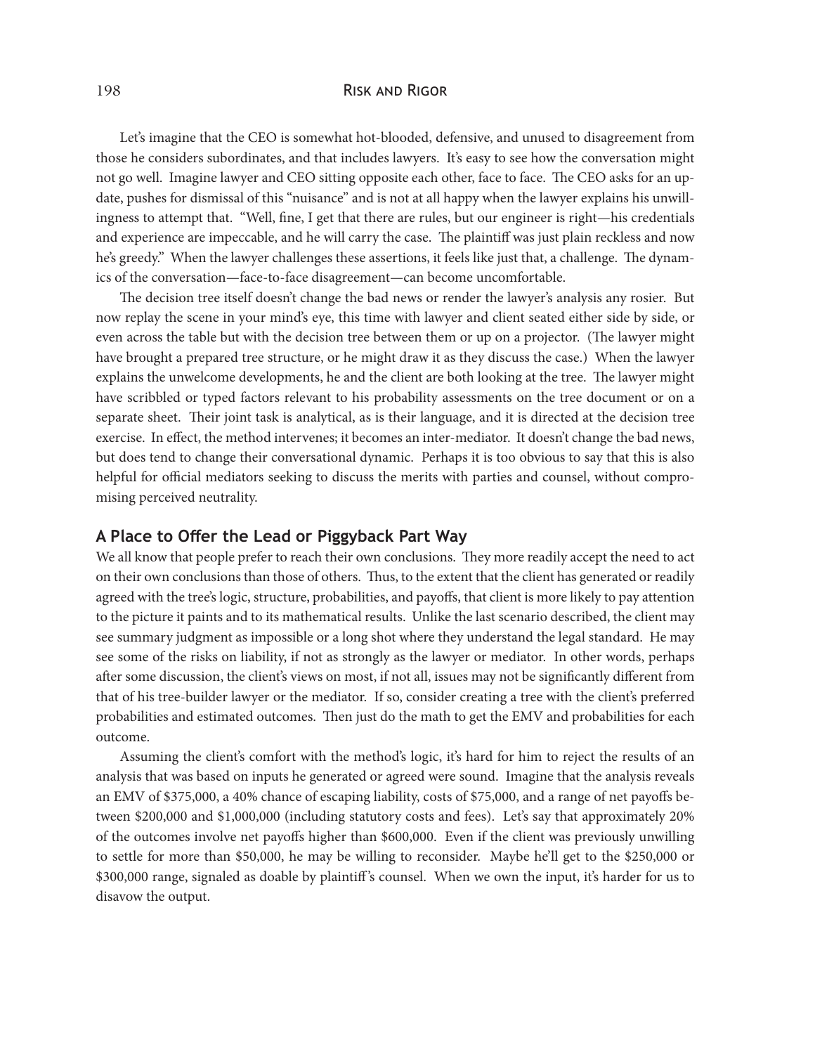Let's imagine that the CEO is somewhat hot-blooded, defensive, and unused to disagreement from those he considers subordinates, and that includes lawyers. It's easy to see how the conversation might not go well. Imagine lawyer and CEO sitting opposite each other, face to face. The CEO asks for an update, pushes for dismissal of this "nuisance" and is not at all happy when the lawyer explains his unwillingness to attempt that. "Well, fine, I get that there are rules, but our engineer is right—his credentials and experience are impeccable, and he will carry the case. The plaintiff was just plain reckless and now he's greedy." When the lawyer challenges these assertions, it feels like just that, a challenge. The dynamics of the conversation—face-to-face disagreement—can become uncomfortable.

The decision tree itself doesn't change the bad news or render the lawyer's analysis any rosier. But now replay the scene in your mind's eye, this time with lawyer and client seated either side by side, or even across the table but with the decision tree between them or up on a projector. (The lawyer might have brought a prepared tree structure, or he might draw it as they discuss the case.) When the lawyer explains the unwelcome developments, he and the client are both looking at the tree. The lawyer might have scribbled or typed factors relevant to his probability assessments on the tree document or on a separate sheet. Their joint task is analytical, as is their language, and it is directed at the decision tree exercise. In effect, the method intervenes; it becomes an inter-mediator. It doesn't change the bad news, but does tend to change their conversational dynamic. Perhaps it is too obvious to say that this is also helpful for official mediators seeking to discuss the merits with parties and counsel, without compromising perceived neutrality.

## A Place to Offer the Lead or Piggyback Part Way

We all know that people prefer to reach their own conclusions. They more readily accept the need to act on their own conclusions than those of others. Thus, to the extent that the client has generated or readily agreed with the tree's logic, structure, probabilities, and payoffs, that client is more likely to pay attention to the picture it paints and to its mathematical results. Unlike the last scenario described, the client may see summary judgment as impossible or a long shot where they understand the legal standard. He may see some of the risks on liability, if not as strongly as the lawyer or mediator. In other words, perhaps after some discussion, the client's views on most, if not all, issues may not be significantly different from that of his tree-builder lawyer or the mediator. If so, consider creating a tree with the client's preferred probabilities and estimated outcomes. Then just do the math to get the EMV and probabilities for each outcome.

Assuming the client's comfort with the method's logic, it's hard for him to reject the results of an analysis that was based on inputs he generated or agreed were sound. Imagine that the analysis reveals an EMV of $375,000, a 40% chance of escaping liability, costs of $75,000, and a range of net payoffs between $200,000 and $1,000,000 (including statutory costs and fees). Let's say that approximately 20% of the outcomes involve net payoffs higher than $600,000. Even if the client was previously unwilling to settle for more than $50,000, he may be willing to reconsider. Maybe he'll get to the $250,000 or $300,000 range, signaled as doable by plaintiff's counsel. When we own the input, it's harder for us to disavow the output.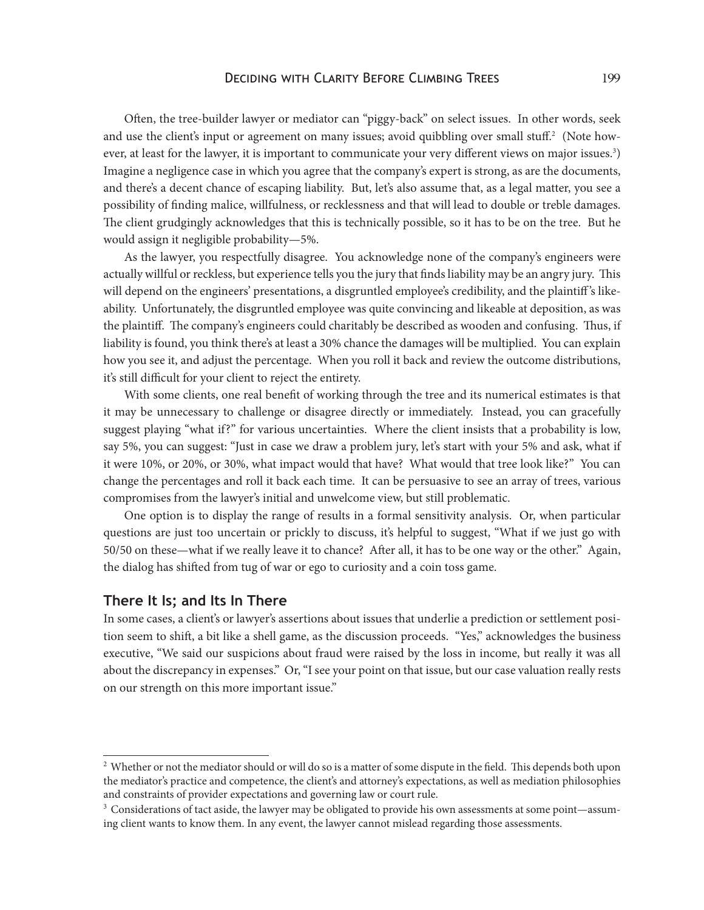Often, the tree-builder lawyer or mediator can "piggy-back" on select issues. In other words, seek and use the client's input or agreement on many issues; avoid quibbling over small stuff.[2] (Note however, at least for the lawyer, it is important to communicate your very different views on major issues.[3]) Imagine a negligence case in which you agree that the company's expert is strong, as are the documents, and there's a decent chance of escaping liability. But, let's also assume that, as a legal matter, you see a possibility of finding malice, willfulness, or recklessness and that will lead to double or treble damages. The client grudgingly acknowledges that this is technically possible, so it has to be on the tree. But he would assign it negligible probability—5%.

As the lawyer, you respectfully disagree. You acknowledge none of the company's engineers were actually willful or reckless, but experience tells you the jury that finds liability may be an angry jury. This will depend on the engineers' presentations, a disgruntled employee's credibility, and the plaintiff's likeability. Unfortunately, the disgruntled employee was quite convincing and likeable at deposition, as was the plaintiff. The company's engineers could charitably be described as wooden and confusing. Thus, if liability is found, you think there's at least a 30% chance the damages will be multiplied. You can explain how you see it, and adjust the percentage. When you roll it back and review the outcome distributions, it's still difficult for your client to reject the entirety.

With some clients, one real benefit of working through the tree and its numerical estimates is that it may be unnecessary to challenge or disagree directly or immediately. Instead, you can gracefully suggest playing "what if?" for various uncertainties. Where the client insists that a probability is low, say 5%, you can suggest: "Just in case we draw a problem jury, let's start with your 5% and ask, what if it were 10%, or 20%, or 30%, what impact would that have? What would that tree look like?" You can change the percentages and roll it back each time. It can be persuasive to see an array of trees, various compromises from the lawyer's initial and unwelcome view, but still problematic.

One option is to display the range of results in a formal sensitivity analysis. Or, when particular questions are just too uncertain or prickly to discuss, it's helpful to suggest, "What if we just go with 50/50 on these—what if we really leave it to chance? After all, it has to be one way or the other." Again, the dialog has shifted from tug of war or ego to curiosity and a coin toss game.

## There It Is; and Its In There

In some cases, a client's or lawyer's assertions about issues that underlie a prediction or settlement position seem to shift, a bit like a shell game, as the discussion proceeds. "Yes," acknowledges the business executive, "We said our suspicions about fraud were raised by the loss in income, but really it was all about the discrepancy in expenses." Or, "I see your point on that issue, but our case valuation really rests on our strength on this more important issue."

---

[2] Whether or not the mediator should or will do so is a matter of some dispute in the field. This depends both upon the mediator's practice and competence, the client's and attorney's expectations, as well as mediation philosophies and constraints of provider expectations and governing law or court rule.

[3] Considerations of tact aside, the lawyer may be obligated to provide his own assessments at some point—assuming client wants to know them. In any event, the lawyer cannot mislead regarding those assessments.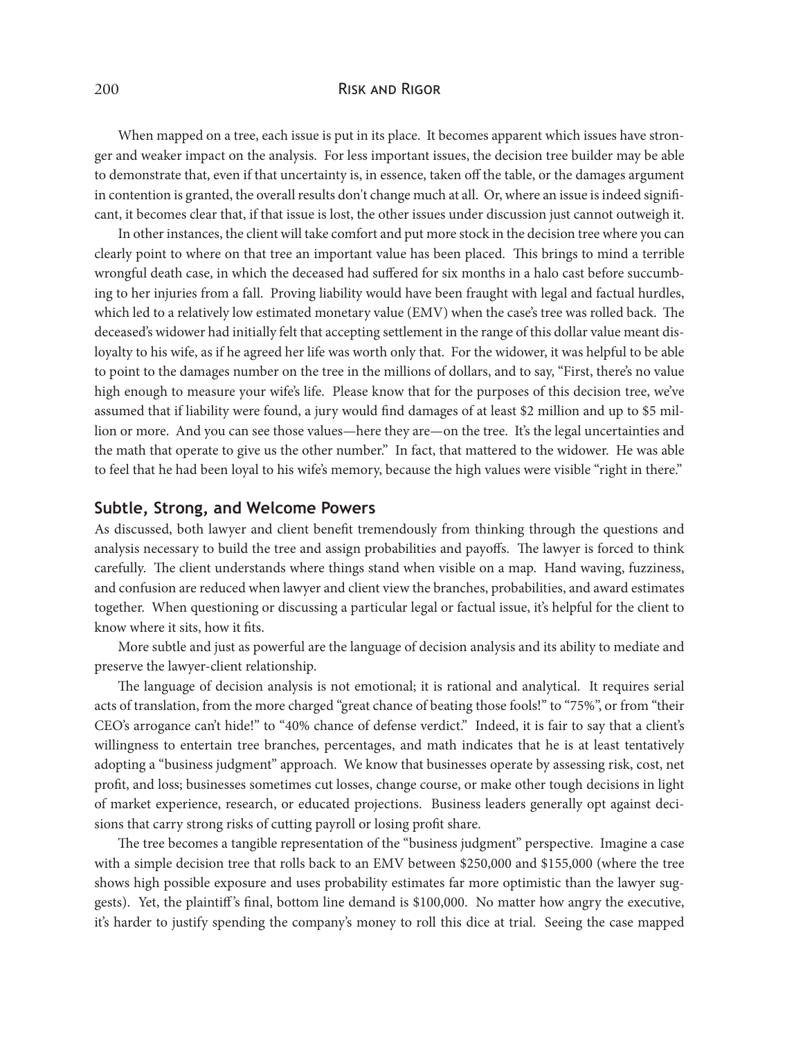When mapped on a tree, each issue is put in its place. It becomes apparent which issues have stronger and weaker impact on the analysis. For less important issues, the decision tree builder may be able to demonstrate that, even if that uncertainty is, in essence, taken off the table, or the damages argument in contention is granted, the overall results don't change much at all. Or, where an issue is indeed significant, it becomes clear that, if that issue is lost, the other issues under discussion just cannot outweigh it.

In other instances, the client will take comfort and put more stock in the decision tree where you can clearly point to where on that tree an important value has been placed. This brings to mind a terrible wrongful death case, in which the deceased had suffered for six months in a halo cast before succumbing to her injuries from a fall. Proving liability would have been fraught with legal and factual hurdles, which led to a relatively low estimated monetary value (EMV) when the case's tree was rolled back. The deceased's widower had initially felt that accepting settlement in the range of this dollar value meant disloyalty to his wife, as if he agreed her life was worth only that. For the widower, it was helpful to be able to point to the damages number on the tree in the millions of dollars, and to say, "First, there's no value high enough to measure your wife's life. Please know that for the purposes of this decision tree, we've assumed that if liability were found, a jury would find damages of at least $2 million and up to $5 million or more. And you can see those values—here they are—on the tree. It's the legal uncertainties and the math that operate to give us the other number." In fact, that mattered to the widower. He was able to feel that he had been loyal to his wife's memory, because the high values were visible "right in there."

## Subtle, Strong, and Welcome Powers

As discussed, both lawyer and client benefit tremendously from thinking through the questions and analysis necessary to build the tree and assign probabilities and payoffs. The lawyer is forced to think carefully. The client understands where things stand when visible on a map. Hand waving, fuzziness, and confusion are reduced when lawyer and client view the branches, probabilities, and award estimates together. When questioning or discussing a particular legal or factual issue, it's helpful for the client to know where it sits, how it fits.

More subtle and just as powerful are the language of decision analysis and its ability to mediate and preserve the lawyer-client relationship.

The language of decision analysis is not emotional; it is rational and analytical. It requires serial acts of translation, from the more charged "great chance of beating those fools!" to "75%", or from "their CEO's arrogance can't hide!" to "40% chance of defense verdict." Indeed, it is fair to say that a client's willingness to entertain tree branches, percentages, and math indicates that he is at least tentatively adopting a "business judgment" approach. We know that businesses operate by assessing risk, cost, net profit, and loss; businesses sometimes cut losses, change course, or make other tough decisions in light of market experience, research, or educated projections. Business leaders generally opt against decisions that carry strong risks of cutting payroll or losing profit share.

The tree becomes a tangible representation of the "business judgment" perspective. Imagine a case with a simple decision tree that rolls back to an EMV between $250,000 and $155,000 (where the tree shows high possible exposure and uses probability estimates far more optimistic than the lawyer suggests). Yet, the plaintiff's final, bottom line demand is $100,000. No matter how angry the executive, it's harder to justify spending the company's money to roll this dice at trial. Seeing the case mapped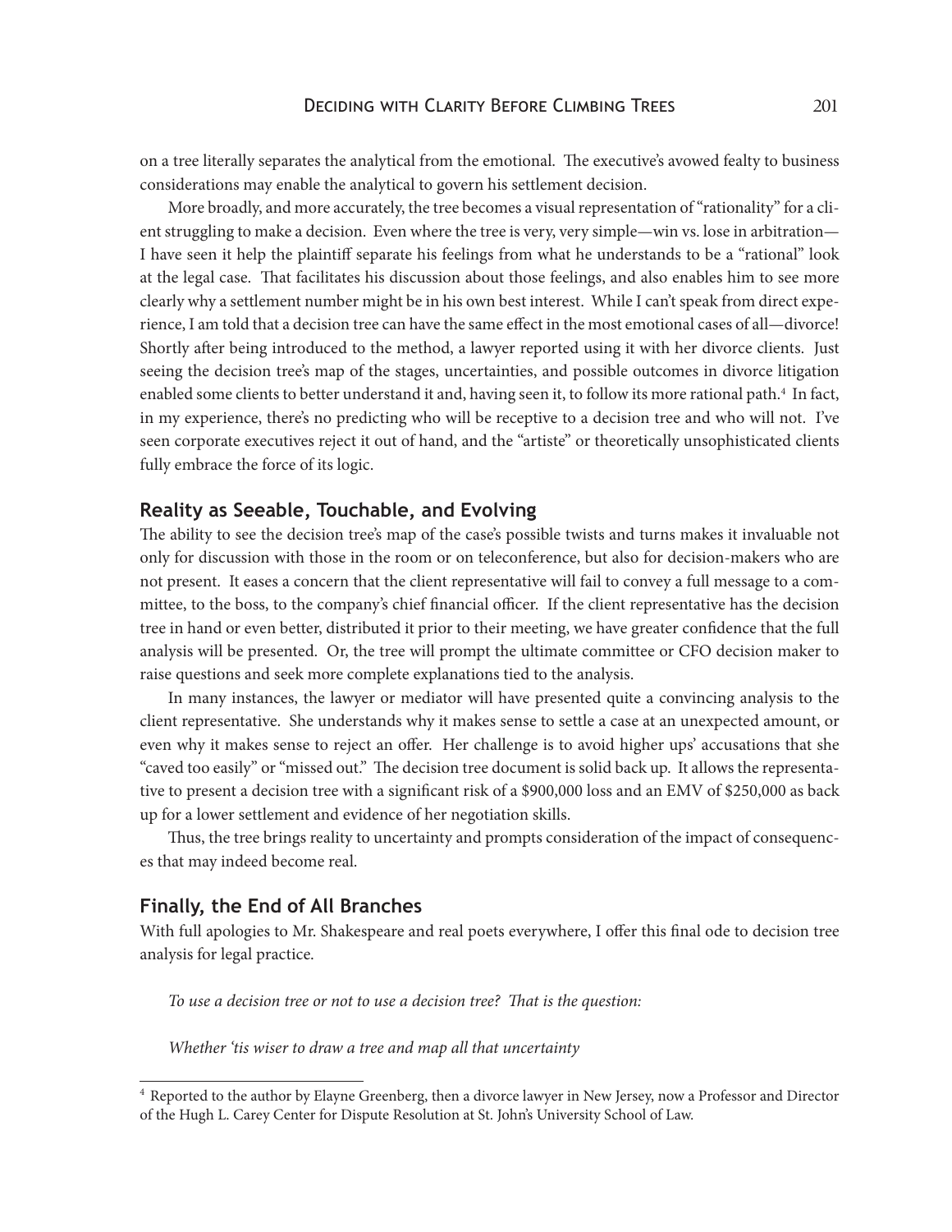on a tree literally separates the analytical from the emotional. The executive's avowed fealty to business considerations may enable the analytical to govern his settlement decision.

More broadly, and more accurately, the tree becomes a visual representation of "rationality" for a client struggling to make a decision. Even where the tree is very, very simple—win vs. lose in arbitration—I have seen it help the plaintiff separate his feelings from what he understands to be a "rational" look at the legal case. That facilitates his discussion about those feelings, and also enables him to see more clearly why a settlement number might be in his own best interest. While I can't speak from direct experience, I am told that a decision tree can have the same effect in the most emotional cases of all—divorce! Shortly after being introduced to the method, a lawyer reported using it with her divorce clients. Just seeing the decision tree's map of the stages, uncertainties, and possible outcomes in divorce litigation enabled some clients to better understand it and, having seen it, to follow its more rational path.[4] In fact, in my experience, there's no predicting who will be receptive to a decision tree and who will not. I've seen corporate executives reject it out of hand, and the "artiste" or theoretically unsophisticated clients fully embrace the force of its logic.

## Reality as Seeable, Touchable, and Evolving

The ability to see the decision tree's map of the case's possible twists and turns makes it invaluable not only for discussion with those in the room or on teleconference, but also for decision-makers who are not present. It eases a concern that the client representative will fail to convey a full message to a committee, to the boss, to the company's chief financial officer. If the client representative has the decision tree in hand or even better, distributed it prior to their meeting, we have greater confidence that the full analysis will be presented. Or, the tree will prompt the ultimate committee or CFO decision maker to raise questions and seek more complete explanations tied to the analysis.

In many instances, the lawyer or mediator will have presented quite a convincing analysis to the client representative. She understands why it makes sense to settle a case at an unexpected amount, or even why it makes sense to reject an offer. Her challenge is to avoid higher ups' accusations that she "caved too easily" or "missed out." The decision tree document is solid back up. It allows the representative to present a decision tree with a significant risk of a $900,000 loss and an EMV of $250,000 as back up for a lower settlement and evidence of her negotiation skills.

Thus, the tree brings reality to uncertainty and prompts consideration of the impact of consequences that may indeed become real.

## Finally, the End of All Branches

With full apologies to Mr. Shakespeare and real poets everywhere, I offer this final ode to decision tree analysis for legal practice.

*To use a decision tree or not to use a decision tree? That is the question:*

*Whether 'tis wiser to draw a tree and map all that uncertainty*

---

[4] Reported to the author by Elayne Greenberg, then a divorce lawyer in New Jersey, now a Professor and Director of the Hugh L. Carey Center for Dispute Resolution at St. John's University School of Law.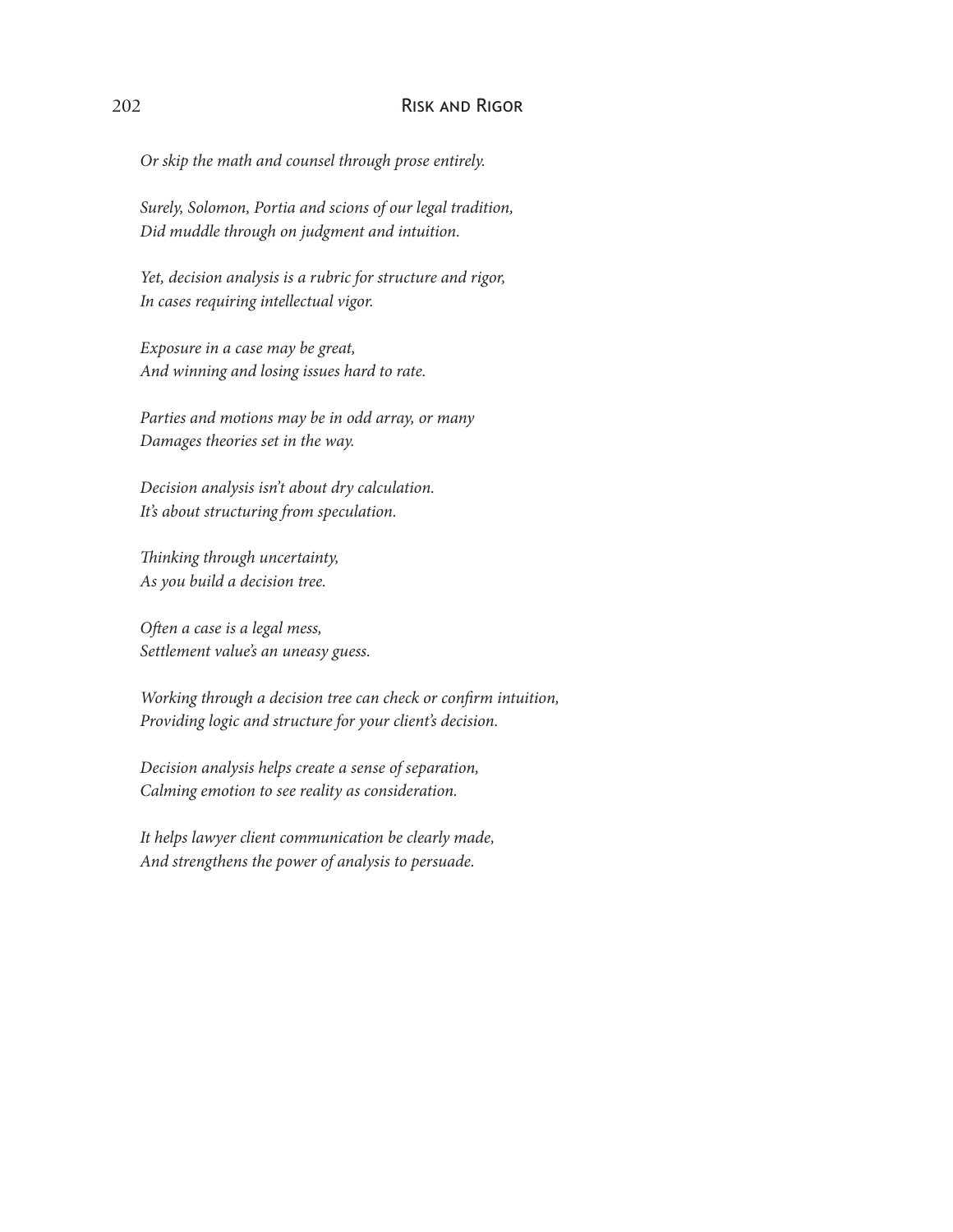*Or skip the math and counsel through prose entirely.*

*Surely, Solomon, Portia and scions of our legal tradition,*
*Did muddle through on judgment and intuition.*

*Yet, decision analysis is a rubric for structure and rigor,*
*In cases requiring intellectual vigor.*

*Exposure in a case may be great,*
*And winning and losing issues hard to rate.*

*Parties and motions may be in odd array, or many*
*Damages theories set in the way.*

*Decision analysis isn't about dry calculation.*
*It's about structuring from speculation.*

*Thinking through uncertainty,*
*As you build a decision tree.*

*Often a case is a legal mess,*
*Settlement value's an uneasy guess.*

*Working through a decision tree can check or confirm intuition,*
*Providing logic and structure for your client's decision.*

*Decision analysis helps create a sense of separation,*
*Calming emotion to see reality as consideration.*

*It helps lawyer client communication be clearly made,*
*And strengthens the power of analysis to persuade.*